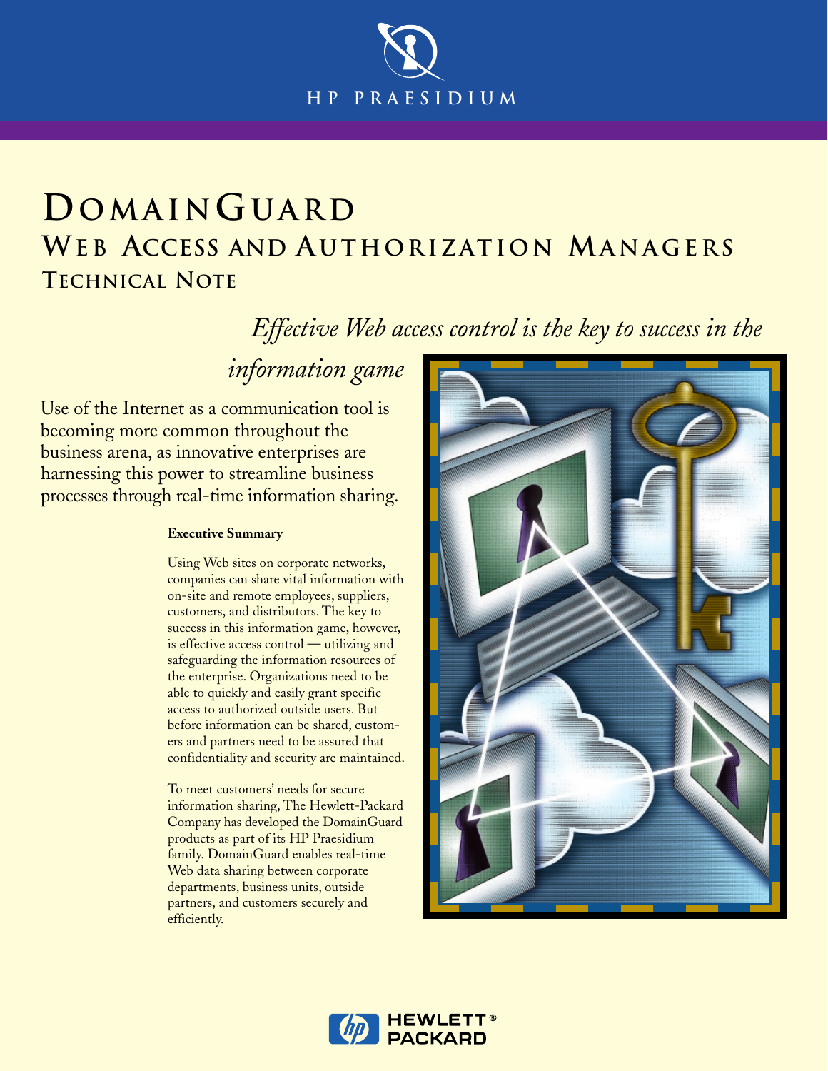HP PRAESIDIUM

# DomainGuard

## Web Access and Authorization Managers

### Technical Note

*Effective Web access control is the key to success in the information game*

Use of the Internet as a communication tool is becoming more common throughout the business arena, as innovative enterprises are harnessing this power to streamline business processes through real-time information sharing.

**Executive Summary**

Using Web sites on corporate networks, companies can share vital information with on-site and remote employees, suppliers, customers, and distributors. The key to success in this information game, however, is effective access control — utilizing and safeguarding the information resources of the enterprise. Organizations need to be able to quickly and easily grant specific access to authorized outside users. But before information can be shared, customers and partners need to be assured that confidentiality and security are maintained.

To meet customers' needs for secure information sharing, The Hewlett-Packard Company has developed the DomainGuard products as part of its HP Praesidium family. DomainGuard enables real-time Web data sharing between corporate departments, business units, outside partners, and customers securely and efficiently.

HEWLETT® PACKARD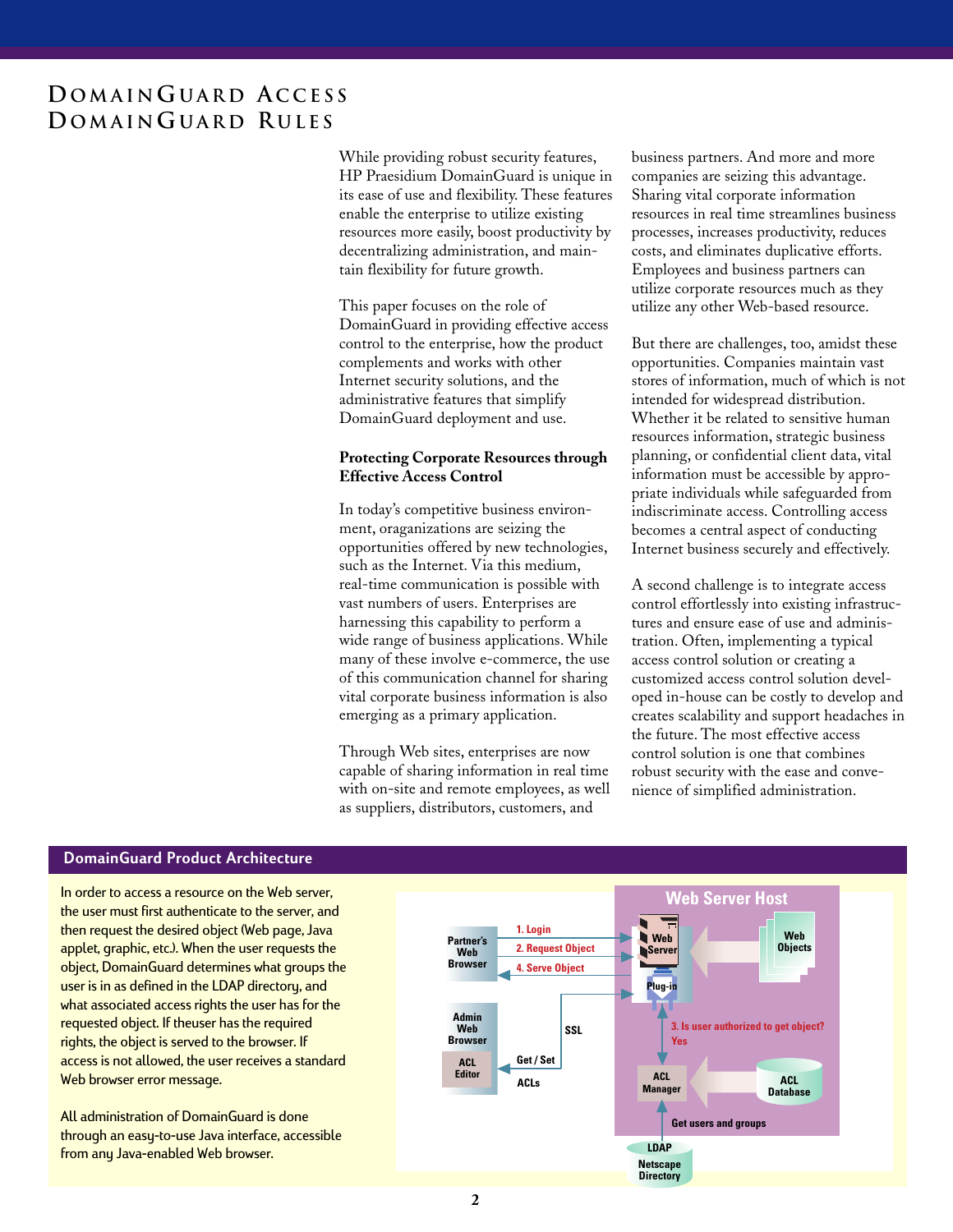# DomainGuard Access
# DomainGuard Rules

While providing robust security features, HP Praesidium DomainGuard is unique in its ease of use and flexibility. These features enable the enterprise to utilize existing resources more easily, boost productivity by decentralizing administration, and maintain flexibility for future growth.

This paper focuses on the role of DomainGuard in providing effective access control to the enterprise, how the product complements and works with other Internet security solutions, and the administrative features that simplify DomainGuard deployment and use.

### Protecting Corporate Resources through Effective Access Control

In today's competitive business environment, oraganizations are seizing the opportunities offered by new technologies, such as the Internet. Via this medium, real-time communication is possible with vast numbers of users. Enterprises are harnessing this capability to perform a wide range of business applications. While many of these involve e-commerce, the use of this communication channel for sharing vital corporate business information is also emerging as a primary application.

Through Web sites, enterprises are now capable of sharing information in real time with on-site and remote employees, as well as suppliers, distributors, customers, and business partners. And more and more companies are seizing this advantage. Sharing vital corporate information resources in real time streamlines business processes, increases productivity, reduces costs, and eliminates duplicative efforts. Employees and business partners can utilize corporate resources much as they utilize any other Web-based resource.

But there are challenges, too, amidst these opportunities. Companies maintain vast stores of information, much of which is not intended for widespread distribution. Whether it be related to sensitive human resources information, strategic business planning, or confidential client data, vital information must be accessible by appropriate individuals while safeguarded from indiscriminate access. Controlling access becomes a central aspect of conducting Internet business securely and effectively.

A second challenge is to integrate access control effortlessly into existing infrastructures and ensure ease of use and administration. Often, implementing a typical access control solution or creating a customized access control solution developed in-house can be costly to develop and creates scalability and support headaches in the future. The most effective access control solution is one that combines robust security with the ease and convenience of simplified administration.

### DomainGuard Product Architecture

In order to access a resource on the Web server, the user must first authenticate to the server, and then request the desired object (Web page, Java applet, graphic, etc.). When the user requests the object, DomainGuard determines what groups the user is in as defined in the LDAP directory, and what associated access rights the user has for the requested object. If theuser has the required rights, the object is served to the browser. If access is not allowed, the user receives a standard Web browser error message.

All administration of DomainGuard is done through an easy-to-use Java interface, accessible from any Java-enabled Web browser.

Web Server Host

Partner's Web Browser — 1. Login; 2. Request Object; 4. Serve Object — Web Server — Web Objects

Plug-in — 3. Is user authorized to get object? Yes

Admin Web Browser — ACL Editor — Get / Set ACLs — SSL

ACL Manager — ACL Database

Get users and groups — LDAP Netscape Directory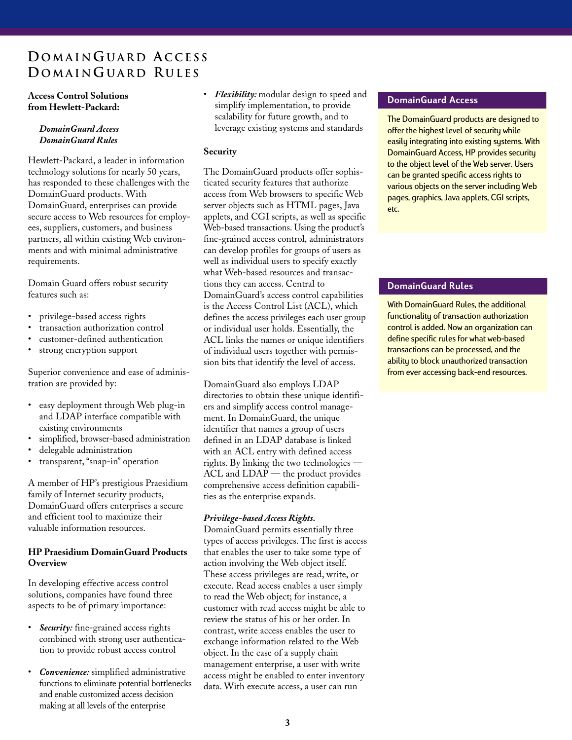# DomainGuard Access
# DomainGuard Rules

**Access Control Solutions from Hewlett-Packard:**

***DomainGuard Access***
***DomainGuard Rules***

Hewlett-Packard, a leader in information technology solutions for nearly 50 years, has responded to these challenges with the DomainGuard products. With DomainGuard, enterprises can provide secure access to Web resources for employees, suppliers, customers, and business partners, all within existing Web environments and with minimal administrative requirements.

Domain Guard offers robust security features such as:

- privilege-based access rights
- transaction authorization control
- customer-defined authentication
- strong encryption support

Superior convenience and ease of administration are provided by:

- easy deployment through Web plug-in and LDAP interface compatible with existing environments
- simplified, browser-based administration
- delegable administration
- transparent, "snap-in" operation

A member of HP's prestigious Praesidium family of Internet security products, DomainGuard offers enterprises a secure and efficient tool to maximize their valuable information resources.

**HP Praesidium DomainGuard Products Overview**

In developing effective access control solutions, companies have found three aspects to be of primary importance:

- ***Security:*** fine-grained access rights combined with strong user authentication to provide robust access control
- ***Convenience:*** simplified administrative functions to eliminate potential bottlenecks and enable customized access decision making at all levels of the enterprise
- ***Flexibility:*** modular design to speed and simplify implementation, to provide scalability for future growth, and to leverage existing systems and standards

**Security**

The DomainGuard products offer sophisticated security features that authorize access from Web browsers to specific Web server objects such as HTML pages, Java applets, and CGI scripts, as well as specific Web-based transactions. Using the product's fine-grained access control, administrators can develop profiles for groups of users as well as individual users to specify exactly what Web-based resources and transactions they can access. Central to DomainGuard's access control capabilities is the Access Control List (ACL), which defines the access privileges each user group or individual user holds. Essentially, the ACL links the names or unique identifiers of individual users together with permission bits that identify the level of access.

DomainGuard also employs LDAP directories to obtain these unique identifiers and simplify access control management. In DomainGuard, the unique identifier that names a group of users defined in an LDAP database is linked with an ACL entry with defined access rights. By linking the two technologies — ACL and LDAP — the product provides comprehensive access definition capabilities as the enterprise expands.

***Privilege-based Access Rights.***
DomainGuard permits essentially three types of access privileges. The first is access that enables the user to take some type of action involving the Web object itself. These access privileges are read, write, or execute. Read access enables a user simply to read the Web object; for instance, a customer with read access might be able to review the status of his or her order. In contrast, write access enables the user to exchange information related to the Web object. In the case of a supply chain management enterprise, a user with write access might be enabled to enter inventory data. With execute access, a user can run

**DomainGuard Access**

The DomainGuard products are designed to offer the highest level of security while easily integrating into existing systems. With DomainGuard Access, HP provides security to the object level of the Web server. Users can be granted specific access rights to various objects on the server including Web pages, graphics, Java applets, CGI scripts, etc.

**DomainGuard Rules**

With DomainGuard Rules, the additional functionality of transaction authorization control is added. Now an organization can define specific rules for what web-based transactions can be processed, and the ability to block unauthorized transaction from ever accessing back-end resources.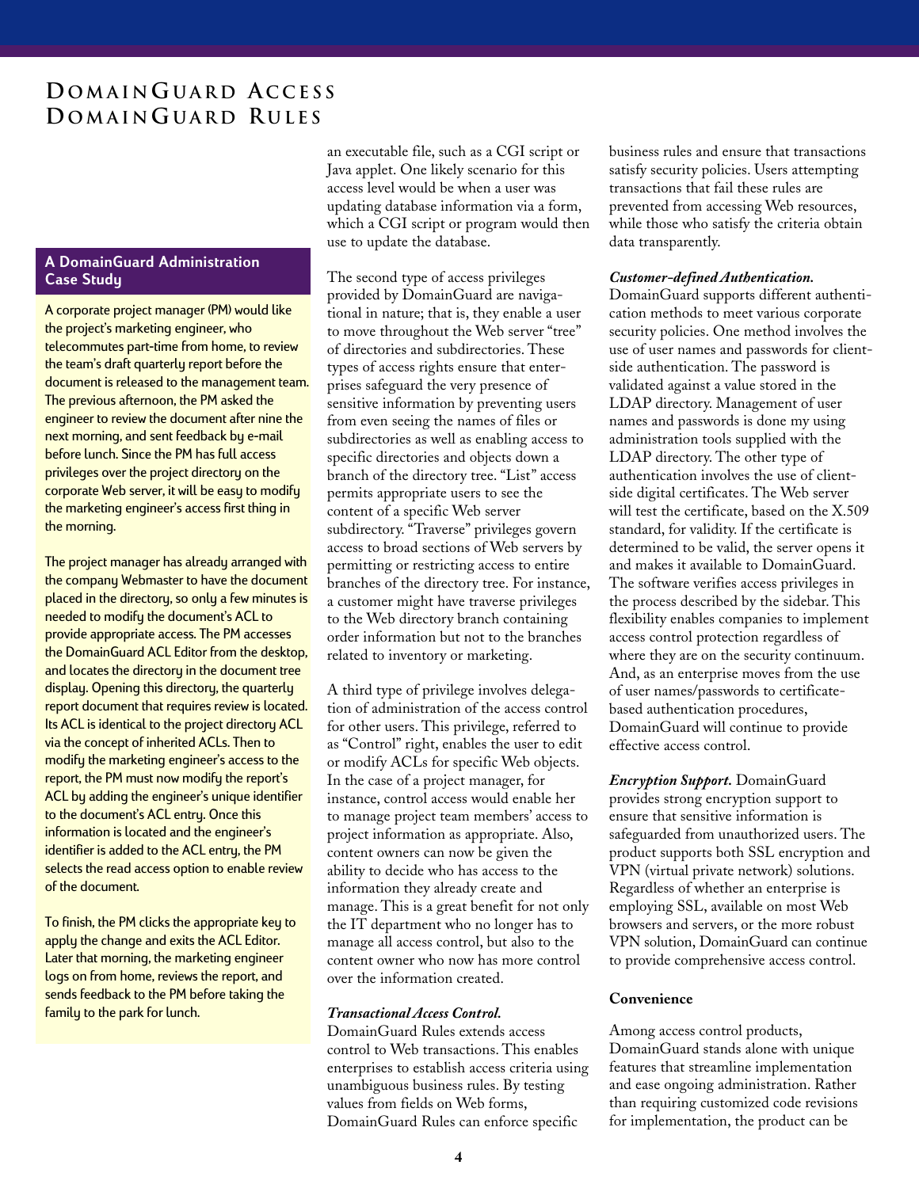# DomainGuard Access
# DomainGuard Rules

### A DomainGuard Administration Case Study

A corporate project manager (PM) would like the project's marketing engineer, who telecommutes part-time from home, to review the team's draft quarterly report before the document is released to the management team. The previous afternoon, the PM asked the engineer to review the document after nine the next morning, and sent feedback by e-mail before lunch. Since the PM has full access privileges over the project directory on the corporate Web server, it will be easy to modify the marketing engineer's access first thing in the morning.

The project manager has already arranged with the company Webmaster to have the document placed in the directory, so only a few minutes is needed to modify the document's ACL to provide appropriate access. The PM accesses the DomainGuard ACL Editor from the desktop, and locates the directory in the document tree display. Opening this directory, the quarterly report document that requires review is located. Its ACL is identical to the project directory ACL via the concept of inherited ACLs. Then to modify the marketing engineer's access to the report, the PM must now modify the report's ACL by adding the engineer's unique identifier to the document's ACL entry. Once this information is located and the engineer's identifier is added to the ACL entry, the PM selects the read access option to enable review of the document.

To finish, the PM clicks the appropriate key to apply the change and exits the ACL Editor. Later that morning, the marketing engineer logs on from home, reviews the report, and sends feedback to the PM before taking the family to the park for lunch.

an executable file, such as a CGI script or Java applet. One likely scenario for this access level would be when a user was updating database information via a form, which a CGI script or program would then use to update the database.

The second type of access privileges provided by DomainGuard are navigational in nature; that is, they enable a user to move throughout the Web server "tree" of directories and subdirectories. These types of access rights ensure that enterprises safeguard the very presence of sensitive information by preventing users from even seeing the names of files or subdirectories as well as enabling access to specific directories and objects down a branch of the directory tree. "List" access permits appropriate users to see the content of a specific Web server subdirectory. "Traverse" privileges govern access to broad sections of Web servers by permitting or restricting access to entire branches of the directory tree. For instance, a customer might have traverse privileges to the Web directory branch containing order information but not to the branches related to inventory or marketing.

A third type of privilege involves delegation of administration of the access control for other users. This privilege, referred to as "Control" right, enables the user to edit or modify ACLs for specific Web objects. In the case of a project manager, for instance, control access would enable her to manage project team members' access to project information as appropriate. Also, content owners can now be given the ability to decide who has access to the information they already create and manage. This is a great benefit for not only the IT department who no longer has to manage all access control, but also to the content owner who now has more control over the information created.

***Transactional Access Control.*** DomainGuard Rules extends access control to Web transactions. This enables enterprises to establish access criteria using unambiguous business rules. By testing values from fields on Web forms, DomainGuard Rules can enforce specific business rules and ensure that transactions satisfy security policies. Users attempting transactions that fail these rules are prevented from accessing Web resources, while those who satisfy the criteria obtain data transparently.

***Customer-defined Authentication.*** DomainGuard supports different authentication methods to meet various corporate security policies. One method involves the use of user names and passwords for client-side authentication. The password is validated against a value stored in the LDAP directory. Management of user names and passwords is done my using administration tools supplied with the LDAP directory. The other type of authentication involves the use of client-side digital certificates. The Web server will test the certificate, based on the X.509 standard, for validity. If the certificate is determined to be valid, the server opens it and makes it available to DomainGuard. The software verifies access privileges in the process described by the sidebar. This flexibility enables companies to implement access control protection regardless of where they are on the security continuum. And, as an enterprise moves from the use of user names/passwords to certificate-based authentication procedures, DomainGuard will continue to provide effective access control.

***Encryption Support.*** DomainGuard provides strong encryption support to ensure that sensitive information is safeguarded from unauthorized users. The product supports both SSL encryption and VPN (virtual private network) solutions. Regardless of whether an enterprise is employing SSL, available on most Web browsers and servers, or the more robust VPN solution, DomainGuard can continue to provide comprehensive access control.

**Convenience**

Among access control products, DomainGuard stands alone with unique features that streamline implementation and ease ongoing administration. Rather than requiring customized code revisions for implementation, the product can be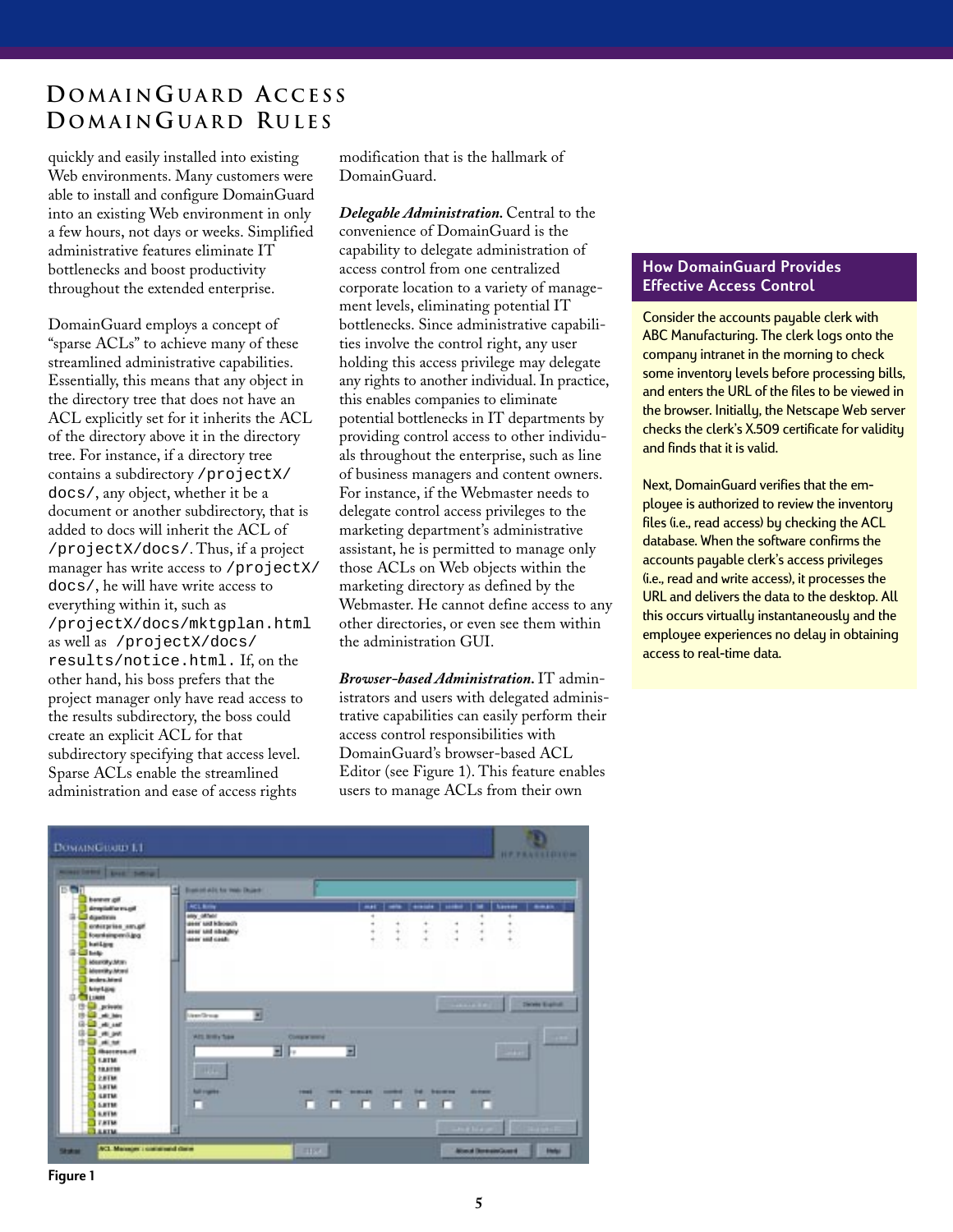# DomainGuard Access
# DomainGuard Rules

quickly and easily installed into existing Web environments. Many customers were able to install and configure DomainGuard into an existing Web environment in only a few hours, not days or weeks. Simplified administrative features eliminate IT bottlenecks and boost productivity throughout the extended enterprise.

DomainGuard employs a concept of "sparse ACLs" to achieve many of these streamlined administrative capabilities. Essentially, this means that any object in the directory tree that does not have an ACL explicitly set for it inherits the ACL of the directory above it in the directory tree. For instance, if a directory tree contains a subdirectory `/projectX/docs/`, any object, whether it be a document or another subdirectory, that is added to docs will inherit the ACL of `/projectX/docs/`. Thus, if a project manager has write access to `/projectX/docs/`, he will have write access to everything within it, such as `/projectX/docs/mktgplan.html` as well as `/projectX/docs/results/notice.html`. If, on the other hand, his boss prefers that the project manager only have read access to the results subdirectory, the boss could create an explicit ACL for that subdirectory specifying that access level. Sparse ACLs enable the streamlined administration and ease of access rights modification that is the hallmark of DomainGuard.

***Delegable Administration.*** Central to the convenience of DomainGuard is the capability to delegate administration of access control from one centralized corporate location to a variety of management levels, eliminating potential IT bottlenecks. Since administrative capabilities involve the control right, any user holding this access privilege may delegate any rights to another individual. In practice, this enables companies to eliminate potential bottlenecks in IT departments by providing control access to other individuals throughout the enterprise, such as line of business managers and content owners. For instance, if the Webmaster needs to delegate control access privileges to the marketing department's administrative assistant, he is permitted to manage only those ACLs on Web objects within the marketing directory as defined by the Webmaster. He cannot define access to any other directories, or even see them within the administration GUI.

***Browser-based Administration.*** IT administrators and users with delegated administrative capabilities can easily perform their access control responsibilities with DomainGuard's browser-based ACL Editor (see Figure 1). This feature enables users to manage ACLs from their own

## How DomainGuard Provides Effective Access Control

Consider the accounts payable clerk with ABC Manufacturing. The clerk logs onto the company intranet in the morning to check some inventory levels before processing bills, and enters the URL of the files to be viewed in the browser. Initially, the Netscape Web server checks the clerk's X.509 certificate for validity and finds that it is valid.

Next, DomainGuard verifies that the employee is authorized to review the inventory files (i.e., read access) by checking the ACL database. When the software confirms the accounts payable clerk's access privileges (i.e., read and write access), it processes the URL and delivers the data to the desktop. All this occurs virtually instantaneously and the employee experiences no delay in obtaining access to real-time data.

**Figure 1**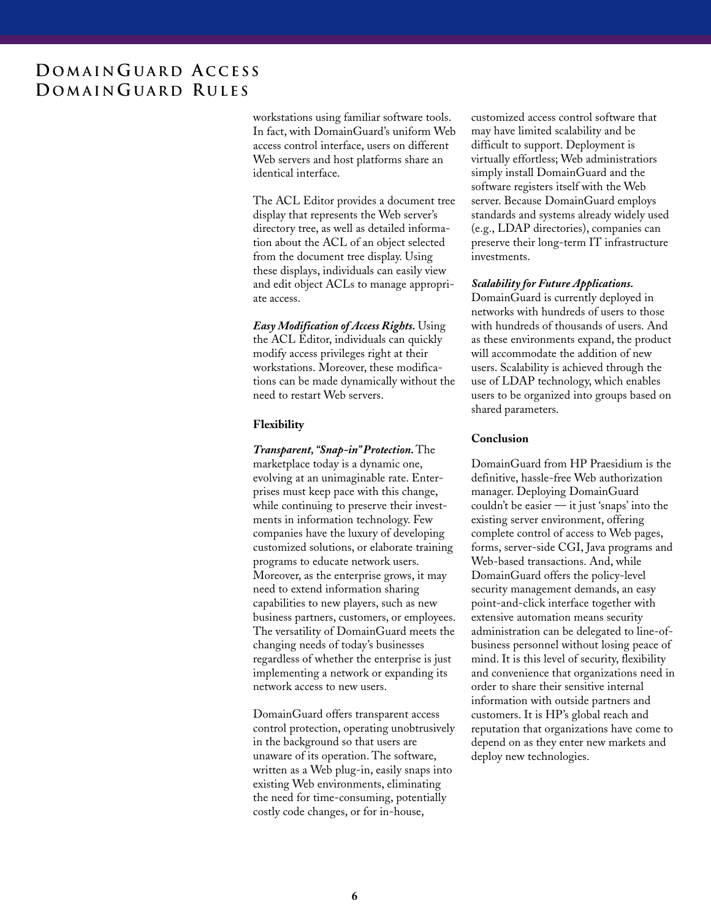workstations using familiar software tools. In fact, with DomainGuard's uniform Web access control interface, users on different Web servers and host platforms share an identical interface.

The ACL Editor provides a document tree display that represents the Web server's directory tree, as well as detailed information about the ACL of an object selected from the document tree display. Using these displays, individuals can easily view and edit object ACLs to manage appropriate access.

***Easy Modification of Access Rights.*** Using the ACL Editor, individuals can quickly modify access privileges right at their workstations. Moreover, these modifications can be made dynamically without the need to restart Web servers.

### Flexibility

***Transparent, "Snap-in" Protection.*** The marketplace today is a dynamic one, evolving at an unimaginable rate. Enterprises must keep pace with this change, while continuing to preserve their investments in information technology. Few companies have the luxury of developing customized solutions, or elaborate training programs to educate network users. Moreover, as the enterprise grows, it may need to extend information sharing capabilities to new players, such as new business partners, customers, or employees. The versatility of DomainGuard meets the changing needs of today's businesses regardless of whether the enterprise is just implementing a network or expanding its network access to new users.

DomainGuard offers transparent access control protection, operating unobtrusively in the background so that users are unaware of its operation. The software, written as a Web plug-in, easily snaps into existing Web environments, eliminating the need for time-consuming, potentially costly code changes, or for in-house, customized access control software that may have limited scalability and be difficult to support. Deployment is virtually effortless; Web administrators simply install DomainGuard and the software registers itself with the Web server. Because DomainGuard employs standards and systems already widely used (e.g., LDAP directories), companies can preserve their long-term IT infrastructure investments.

***Scalability for Future Applications.*** DomainGuard is currently deployed in networks with hundreds of users to those with hundreds of thousands of users. And as these environments expand, the product will accommodate the addition of new users. Scalability is achieved through the use of LDAP technology, which enables users to be organized into groups based on shared parameters.

### Conclusion

DomainGuard from HP Praesidium is the definitive, hassle-free Web authorization manager. Deploying DomainGuard couldn't be easier — it just 'snaps' into the existing server environment, offering complete control of access to Web pages, forms, server-side CGI, Java programs and Web-based transactions. And, while DomainGuard offers the policy-level security management demands, an easy point-and-click interface together with extensive automation means security administration can be delegated to line-of-business personnel without losing peace of mind. It is this level of security, flexibility and convenience that organizations need in order to share their sensitive internal information with outside partners and customers. It is HP's global reach and reputation that organizations have come to depend on as they enter new markets and deploy new technologies.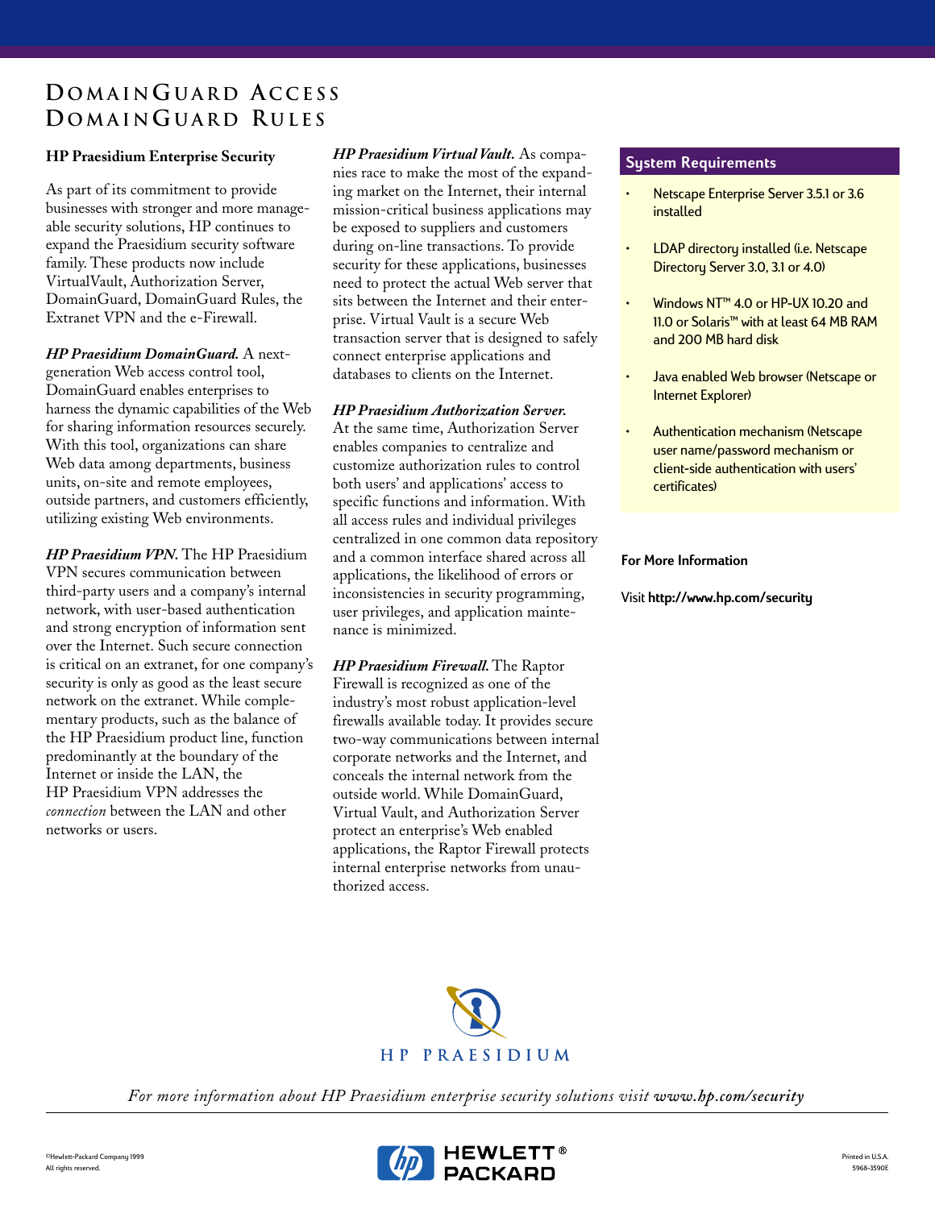# DomainGuard Access
# DomainGuard Rules

## HP Praesidium Enterprise Security

As part of its commitment to provide businesses with stronger and more manageable security solutions, HP continues to expand the Praesidium security software family. These products now include VirtualVault, Authorization Server, DomainGuard, DomainGuard Rules, the Extranet VPN and the e-Firewall.

***HP Praesidium DomainGuard.*** A next-generation Web access control tool, DomainGuard enables enterprises to harness the dynamic capabilities of the Web for sharing information resources securely. With this tool, organizations can share Web data among departments, business units, on-site and remote employees, outside partners, and customers efficiently, utilizing existing Web environments.

***HP Praesidium VPN.*** The HP Praesidium VPN secures communication between third-party users and a company's internal network, with user-based authentication and strong encryption of information sent over the Internet. Such secure connection is critical on an extranet, for one company's security is only as good as the least secure network on the extranet. While complementary products, such as the balance of the HP Praesidium product line, function predominantly at the boundary of the Internet or inside the LAN, the HP Praesidium VPN addresses the *connection* between the LAN and other networks or users.

***HP Praesidium Virtual Vault.*** As companies race to make the most of the expanding market on the Internet, their internal mission-critical business applications may be exposed to suppliers and customers during on-line transactions. To provide security for these applications, businesses need to protect the actual Web server that sits between the Internet and their enterprise. Virtual Vault is a secure Web transaction server that is designed to safely connect enterprise applications and databases to clients on the Internet.

***HP Praesidium Authorization Server.*** At the same time, Authorization Server enables companies to centralize and customize authorization rules to control both users' and applications' access to specific functions and information. With all access rules and individual privileges centralized in one common data repository and a common interface shared across all applications, the likelihood of errors or inconsistencies in security programming, user privileges, and application maintenance is minimized.

***HP Praesidium Firewall.*** The Raptor Firewall is recognized as one of the industry's most robust application-level firewalls available today. It provides secure two-way communications between internal corporate networks and the Internet, and conceals the internal network from the outside world. While DomainGuard, Virtual Vault, and Authorization Server protect an enterprise's Web enabled applications, the Raptor Firewall protects internal enterprise networks from unauthorized access.

## System Requirements

- Netscape Enterprise Server 3.5.1 or 3.6 installed
- LDAP directory installed (i.e. Netscape Directory Server 3.0, 3.1 or 4.0)
- Windows NT™ 4.0 or HP-UX 10.20 and 11.0 or Solaris™ with at least 64 MB RAM and 200 MB hard disk
- Java enabled Web browser (Netscape or Internet Explorer)
- Authentication mechanism (Netscape user name/password mechanism or client-side authentication with users' certificates)

**For More Information**

Visit **http://www.hp.com/security**

HP PRAESIDIUM

*For more information about HP Praesidium enterprise security solutions visit* ***www.hp.com/security***

©Hewlett-Packard Company 1999
All rights reserved.

HEWLETT® PACKARD

Printed in U.S.A.
5968-3590E